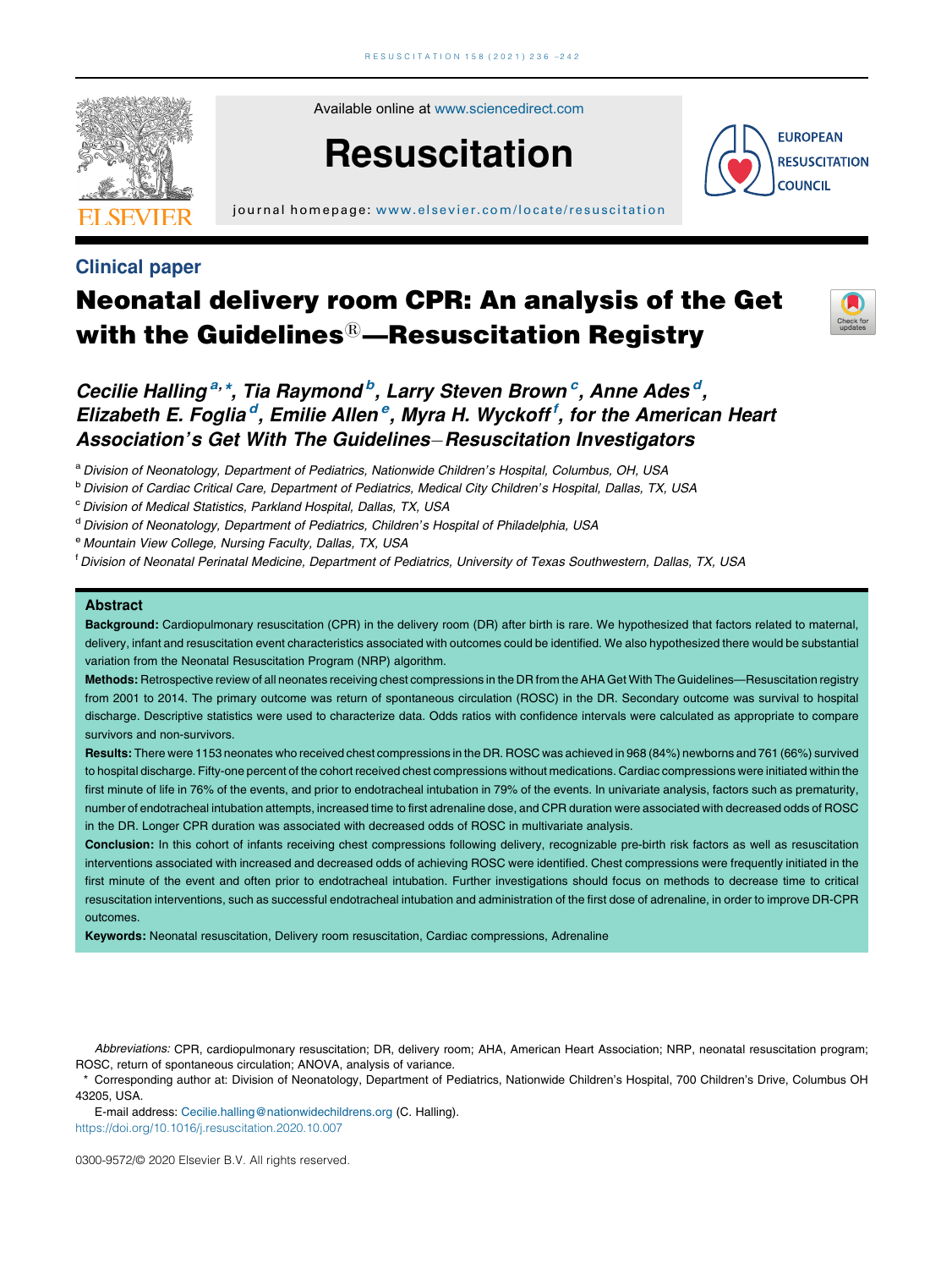Clinical paper

# Neonatal delivery room CPR: An analysis of the Get with the Guidelines®—Resuscitation Registry

*Cecilie Halling[a,*], Tia Raymond[b], Larry Steven Brown[c], Anne Ades[d], Elizabeth E. Foglia[d], Emilie Allen[e], Myra H. Wyckoff[f], for the American Heart Association's Get With The Guidelines–Resuscitation Investigators*

[a] Division of Neonatology, Department of Pediatrics, Nationwide Children's Hospital, Columbus, OH, USA
[b] Division of Cardiac Critical Care, Department of Pediatrics, Medical City Children's Hospital, Dallas, TX, USA
[c] Division of Medical Statistics, Parkland Hospital, Dallas, TX, USA
[d] Division of Neonatology, Department of Pediatrics, Children's Hospital of Philadelphia, USA
[e] Mountain View College, Nursing Faculty, Dallas, TX, USA
[f] Division of Neonatal Perinatal Medicine, Department of Pediatrics, University of Texas Southwestern, Dallas, TX, USA

## Abstract

**Background:** Cardiopulmonary resuscitation (CPR) in the delivery room (DR) after birth is rare. We hypothesized that factors related to maternal, delivery, infant and resuscitation event characteristics associated with outcomes could be identified. We also hypothesized there would be substantial variation from the Neonatal Resuscitation Program (NRP) algorithm.

**Methods:** Retrospective review of all neonates receiving chest compressions in the DR from the AHA Get With The Guidelines—Resuscitation registry from 2001 to 2014. The primary outcome was return of spontaneous circulation (ROSC) in the DR. Secondary outcome was survival to hospital discharge. Descriptive statistics were used to characterize data. Odds ratios with confidence intervals were calculated as appropriate to compare survivors and non-survivors.

**Results:** There were 1153 neonates who received chest compressions in the DR. ROSC was achieved in 968 (84%) newborns and 761 (66%) survived to hospital discharge. Fifty-one percent of the cohort received chest compressions without medications. Cardiac compressions were initiated within the first minute of life in 76% of the events, and prior to endotracheal intubation in 79% of the events. In univariate analysis, factors such as prematurity, number of endotracheal intubation attempts, increased time to first adrenaline dose, and CPR duration were associated with decreased odds of ROSC in the DR. Longer CPR duration was associated with decreased odds of ROSC in multivariate analysis.

**Conclusion:** In this cohort of infants receiving chest compressions following delivery, recognizable pre-birth risk factors as well as resuscitation interventions associated with increased and decreased odds of achieving ROSC were identified. Chest compressions were frequently initiated in the first minute of the event and often prior to endotracheal intubation. Further investigations should focus on methods to decrease time to critical resuscitation interventions, such as successful endotracheal intubation and administration of the first dose of adrenaline, in order to improve DR-CPR outcomes.

**Keywords:** Neonatal resuscitation, Delivery room resuscitation, Cardiac compressions, Adrenaline

*Abbreviations:* CPR, cardiopulmonary resuscitation; DR, delivery room; AHA, American Heart Association; NRP, neonatal resuscitation program; ROSC, return of spontaneous circulation; ANOVA, analysis of variance.

\* Corresponding author at: Division of Neonatology, Department of Pediatrics, Nationwide Children's Hospital, 700 Children's Drive, Columbus OH 43205, USA.

E-mail address: Cecilie.halling@nationwidechildrens.org (C. Halling).

https://doi.org/10.1016/j.resuscitation.2020.10.007

0300-9572/© 2020 Elsevier B.V. All rights reserved.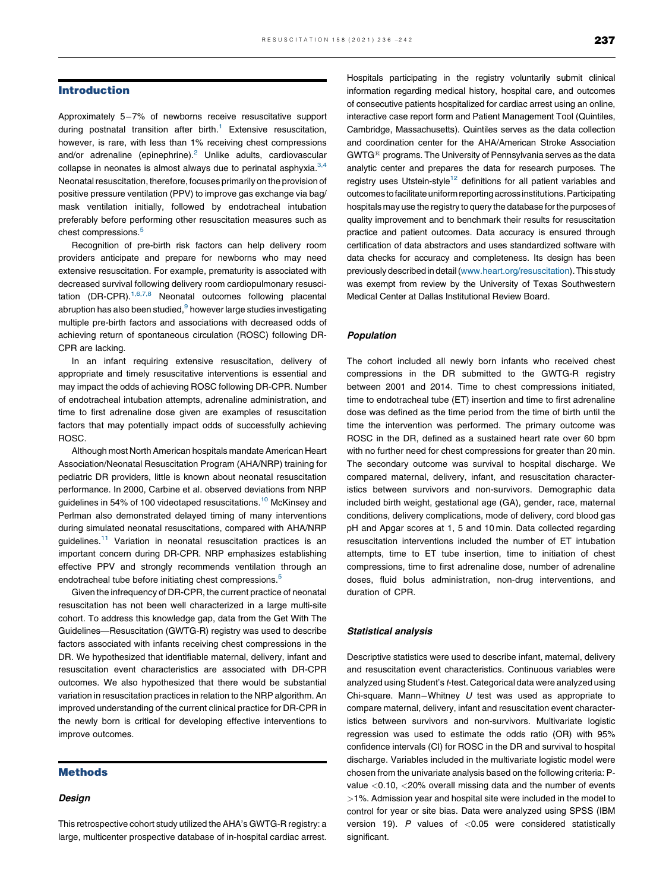## Introduction

Approximately 5–7% of newborns receive resuscitative support during postnatal transition after birth.[1] Extensive resuscitation, however, is rare, with less than 1% receiving chest compressions and/or adrenaline (epinephrine).[2] Unlike adults, cardiovascular collapse in neonates is almost always due to perinatal asphyxia.[3,4] Neonatal resuscitation, therefore, focuses primarily on the provision of positive pressure ventilation (PPV) to improve gas exchange via bag/mask ventilation initially, followed by endotracheal intubation preferably before performing other resuscitation measures such as chest compressions.[5]

Recognition of pre-birth risk factors can help delivery room providers anticipate and prepare for newborns who may need extensive resuscitation. For example, prematurity is associated with decreased survival following delivery room cardiopulmonary resuscitation (DR-CPR).[1,6,7,8] Neonatal outcomes following placental abruption has also been studied,[9] however large studies investigating multiple pre-birth factors and associations with decreased odds of achieving return of spontaneous circulation (ROSC) following DR-CPR are lacking.

In an infant requiring extensive resuscitation, delivery of appropriate and timely resuscitative interventions is essential and may impact the odds of achieving ROSC following DR-CPR. Number of endotracheal intubation attempts, adrenaline administration, and time to first adrenaline dose given are examples of resuscitation factors that may potentially impact odds of successfully achieving ROSC.

Although most North American hospitals mandate American Heart Association/Neonatal Resuscitation Program (AHA/NRP) training for pediatric DR providers, little is known about neonatal resuscitation performance. In 2000, Carbine et al. observed deviations from NRP guidelines in 54% of 100 videotaped resuscitations.[10] McKinsey and Perlman also demonstrated delayed timing of many interventions during simulated neonatal resuscitations, compared with AHA/NRP guidelines.[11] Variation in neonatal resuscitation practices is an important concern during DR-CPR. NRP emphasizes establishing effective PPV and strongly recommends ventilation through an endotracheal tube before initiating chest compressions.[5]

Given the infrequency of DR-CPR, the current practice of neonatal resuscitation has not been well characterized in a large multi-site cohort. To address this knowledge gap, data from the Get With The Guidelines—Resuscitation (GWTG-R) registry was used to describe factors associated with infants receiving chest compressions in the DR. We hypothesized that identifiable maternal, delivery, infant and resuscitation event characteristics are associated with DR-CPR outcomes. We also hypothesized that there would be substantial variation in resuscitation practices in relation to the NRP algorithm. An improved understanding of the current clinical practice for DR-CPR in the newly born is critical for developing effective interventions to improve outcomes.

## Methods

### Design

This retrospective cohort study utilized the AHA's GWTG-R registry: a large, multicenter prospective database of in-hospital cardiac arrest. Hospitals participating in the registry voluntarily submit clinical information regarding medical history, hospital care, and outcomes of consecutive patients hospitalized for cardiac arrest using an online, interactive case report form and Patient Management Tool (Quintiles, Cambridge, Massachusetts). Quintiles serves as the data collection and coordination center for the AHA/American Stroke Association GWTG® programs. The University of Pennsylvania serves as the data analytic center and prepares the data for research purposes. The registry uses Utstein-style[12] definitions for all patient variables and outcomes to facilitate uniform reporting across institutions. Participating hospitals may use the registry to query the database for the purposes of quality improvement and to benchmark their results for resuscitation practice and patient outcomes. Data accuracy is ensured through certification of data abstractors and uses standardized software with data checks for accuracy and completeness. Its design has been previously described in detail (www.heart.org/resuscitation). This study was exempt from review by the University of Texas Southwestern Medical Center at Dallas Institutional Review Board.

### Population

The cohort included all newly born infants who received chest compressions in the DR submitted to the GWTG-R registry between 2001 and 2014. Time to chest compressions initiated, time to endotracheal tube (ET) insertion and time to first adrenaline dose was defined as the time period from the time of birth until the time the intervention was performed. The primary outcome was ROSC in the DR, defined as a sustained heart rate over 60 bpm with no further need for chest compressions for greater than 20 min. The secondary outcome was survival to hospital discharge. We compared maternal, delivery, infant, and resuscitation characteristics between survivors and non-survivors. Demographic data included birth weight, gestational age (GA), gender, race, maternal conditions, delivery complications, mode of delivery, cord blood gas pH and Apgar scores at 1, 5 and 10 min. Data collected regarding resuscitation interventions included the number of ET intubation attempts, time to ET tube insertion, time to initiation of chest compressions, time to first adrenaline dose, number of adrenaline doses, fluid bolus administration, non-drug interventions, and duration of CPR.

### Statistical analysis

Descriptive statistics were used to describe infant, maternal, delivery and resuscitation event characteristics. Continuous variables were analyzed using Student's *t*-test. Categorical data were analyzed using Chi-square. Mann–Whitney *U* test was used as appropriate to compare maternal, delivery, infant and resuscitation event characteristics between survivors and non-survivors. Multivariate logistic regression was used to estimate the odds ratio (OR) with 95% confidence intervals (CI) for ROSC in the DR and survival to hospital discharge. Variables included in the multivariate logistic model were chosen from the univariate analysis based on the following criteria: P-value $<0.10$, $<20\%$ overall missing data and the number of events $>1\%$. Admission year and hospital site were included in the model to control for year or site bias. Data were analyzed using SPSS (IBM version 19). *P* values of $<0.05$ were considered statistically significant.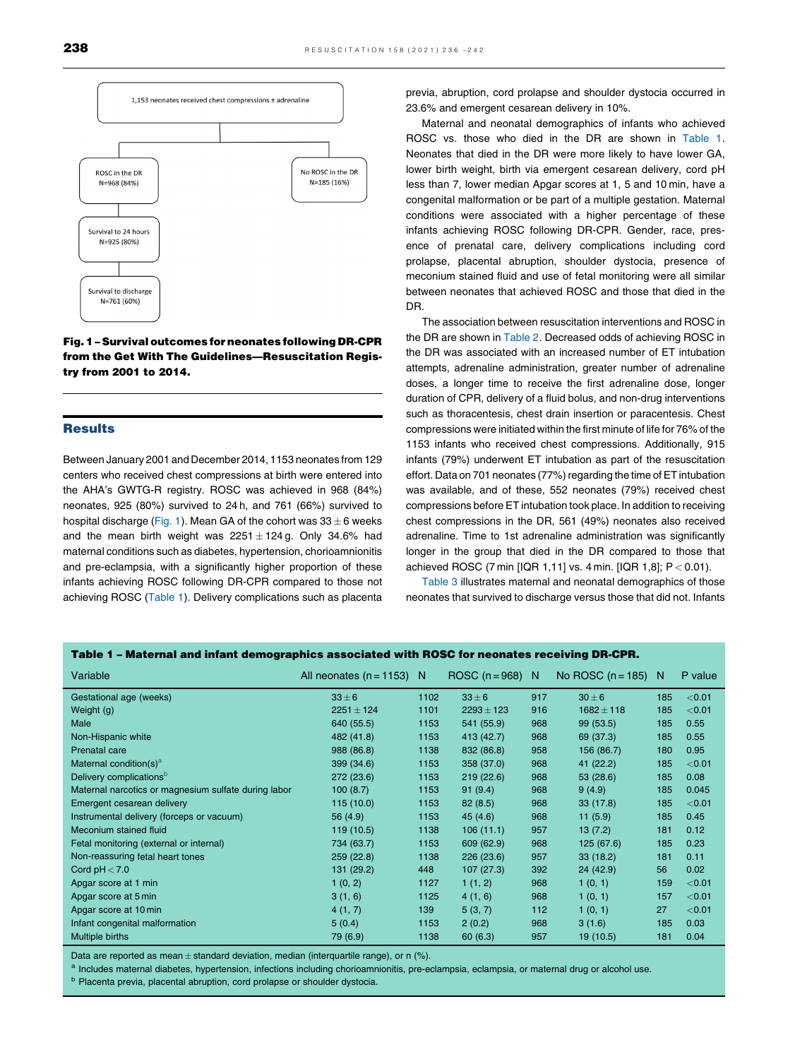1,153 neonates received chest compressions ± adrenaline

ROSC in the DR N=968 (84%)

No ROSC in the DR N=185 (16%)

Survival to 24 hours N=925 (80%)

Survival to discharge N=761 (60%)

**Fig. 1 – Survival outcomes for neonates following DR-CPR from the Get With The Guidelines—Resuscitation Registry from 2001 to 2014.**

## Results

Between January 2001 and December 2014, 1153 neonates from 129 centers who received chest compressions at birth were entered into the AHA's GWTG-R registry. ROSC was achieved in 968 (84%) neonates, 925 (80%) survived to 24 h, and 761 (66%) survived to hospital discharge (Fig. 1). Mean GA of the cohort was 33 ± 6 weeks and the mean birth weight was 2251 ± 124 g. Only 34.6% had maternal conditions such as diabetes, hypertension, chorioamnionitis and pre-eclampsia, with a significantly higher proportion of these infants achieving ROSC following DR-CPR compared to those not achieving ROSC (Table 1). Delivery complications such as placenta previa, abruption, cord prolapse and shoulder dystocia occurred in 23.6% and emergent cesarean delivery in 10%.

Maternal and neonatal demographics of infants who achieved ROSC vs. those who died in the DR are shown in Table 1. Neonates that died in the DR were more likely to have lower GA, lower birth weight, birth via emergent cesarean delivery, cord pH less than 7, lower median Apgar scores at 1, 5 and 10 min, have a congenital malformation or be part of a multiple gestation. Maternal conditions were associated with a higher percentage of these infants achieving ROSC following DR-CPR. Gender, race, presence of prenatal care, delivery complications including cord prolapse, placental abruption, shoulder dystocia, presence of meconium stained fluid and use of fetal monitoring were all similar between neonates that achieved ROSC and those that died in the DR.

The association between resuscitation interventions and ROSC in the DR are shown in Table 2. Decreased odds of achieving ROSC in the DR was associated with an increased number of ET intubation attempts, adrenaline administration, greater number of adrenaline doses, a longer time to receive the first adrenaline dose, longer duration of CPR, delivery of a fluid bolus, and non-drug interventions such as thoracentesis, chest drain insertion or paracentesis. Chest compressions were initiated within the first minute of life for 76% of the 1153 infants who received chest compressions. Additionally, 915 infants (79%) underwent ET intubation as part of the resuscitation effort. Data on 701 neonates (77%) regarding the time of ET intubation was available, and of these, 552 neonates (79%) received chest compressions before ET intubation took place. In addition to receiving chest compressions in the DR, 561 (49%) neonates also received adrenaline. Time to 1st adrenaline administration was significantly longer in the group that died in the DR compared to those that achieved ROSC (7 min [IQR 1,11] vs. 4 min. [IQR 1,8]; P < 0.01).

Table 3 illustrates maternal and neonatal demographics of those neonates that survived to discharge versus those that did not. Infants

**Table 1 – Maternal and infant demographics associated with ROSC for neonates receiving DR-CPR.**

| Variable | All neonates (n = 1153) | N | ROSC (n = 968) | N | No ROSC (n = 185) | N | P value |
|---|---|---|---|---|---|---|---|
| Gestational age (weeks) | 33 ± 6 | 1102 | 33 ± 6 | 917 | 30 ± 6 | 185 | <0.01 |
| Weight (g) | 2251 ± 124 | 1101 | 2293 ± 123 | 916 | 1682 ± 118 | 185 | <0.01 |
| Male | 640 (55.5) | 1153 | 541 (55.9) | 968 | 99 (53.5) | 185 | 0.55 |
| Non-Hispanic white | 482 (41.8) | 1153 | 413 (42.7) | 968 | 69 (37.3) | 185 | 0.55 |
| Prenatal care | 988 (86.8) | 1138 | 832 (86.8) | 958 | 156 (86.7) | 180 | 0.95 |
| Maternal condition(s)[a] | 399 (34.6) | 1153 | 358 (37.0) | 968 | 41 (22.2) | 185 | <0.01 |
| Delivery complications[b] | 272 (23.6) | 1153 | 219 (22.6) | 968 | 53 (28.6) | 185 | 0.08 |
| Maternal narcotics or magnesium sulfate during labor | 100 (8.7) | 1153 | 91 (9.4) | 968 | 9 (4.9) | 185 | 0.045 |
| Emergent cesarean delivery | 115 (10.0) | 1153 | 82 (8.5) | 968 | 33 (17.8) | 185 | <0.01 |
| Instrumental delivery (forceps or vacuum) | 56 (4.9) | 1153 | 45 (4.6) | 968 | 11 (5.9) | 185 | 0.45 |
| Meconium stained fluid | 119 (10.5) | 1138 | 106 (11.1) | 957 | 13 (7.2) | 181 | 0.12 |
| Fetal monitoring (external or internal) | 734 (63.7) | 1153 | 609 (62.9) | 968 | 125 (67.6) | 185 | 0.23 |
| Non-reassuring fetal heart tones | 259 (22.8) | 1138 | 226 (23.6) | 957 | 33 (18.2) | 181 | 0.11 |
| Cord pH < 7.0 | 131 (29.2) | 448 | 107 (27.3) | 392 | 24 (42.9) | 56 | 0.02 |
| Apgar score at 1 min | 1 (0, 2) | 1127 | 1 (1, 2) | 968 | 1 (0, 1) | 159 | <0.01 |
| Apgar score at 5 min | 3 (1, 6) | 1125 | 4 (1, 6) | 968 | 1 (0, 1) | 157 | <0.01 |
| Apgar score at 10 min | 4 (1, 7) | 139 | 5 (3, 7) | 112 | 1 (0, 1) | 27 | <0.01 |
| Infant congenital malformation | 5 (0.4) | 1153 | 2 (0.2) | 968 | 3 (1.6) | 185 | 0.03 |
| Multiple births | 79 (6.9) | 1138 | 60 (6.3) | 957 | 19 (10.5) | 181 | 0.04 |

Data are reported as mean ± standard deviation, median (interquartile range), or n (%).

[a] Includes maternal diabetes, hypertension, infections including chorioamnionitis, pre-eclampsia, eclampsia, or maternal drug or alcohol use.

[b] Placenta previa, placental abruption, cord prolapse or shoulder dystocia.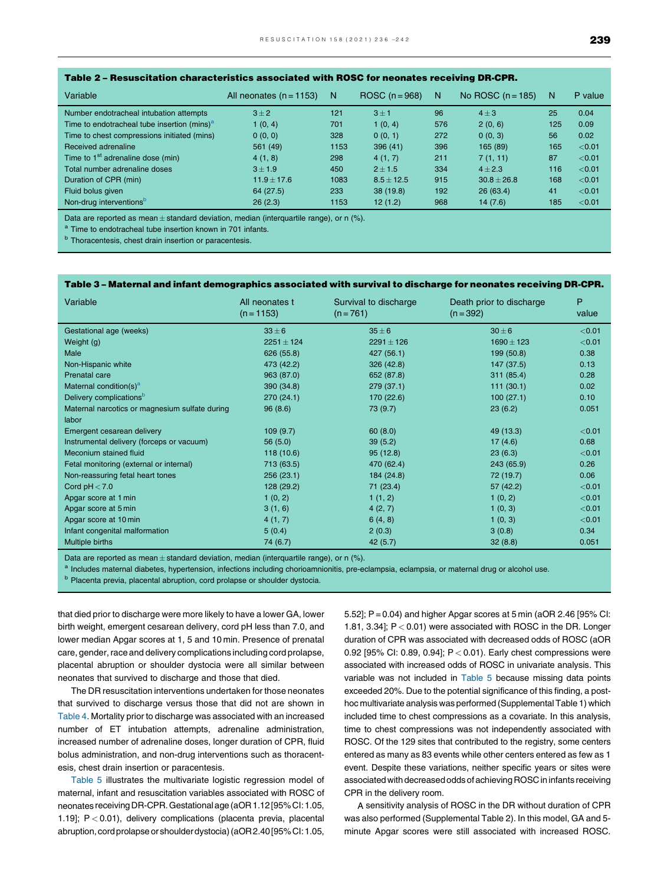**Table 2 – Resuscitation characteristics associated with ROSC for neonates receiving DR-CPR.**

| Variable | All neonates (n = 1153) | N | ROSC (n = 968) | N | No ROSC (n = 185) | N | P value |
|---|---|---|---|---|---|---|---|
| Number endotracheal intubation attempts | 3 ± 2 | 121 | 3 ± 1 | 96 | 4 ± 3 | 25 | 0.04 |
| Time to endotracheal tube insertion (mins)[a] | 1 (0, 4) | 701 | 1 (0, 4) | 576 | 2 (0, 6) | 125 | 0.09 |
| Time to chest compressions initiated (mins) | 0 (0, 0) | 328 | 0 (0, 1) | 272 | 0 (0, 3) | 56 | 0.02 |
| Received adrenaline | 561 (49) | 1153 | 396 (41) | 396 | 165 (89) | 165 | <0.01 |
| Time to 1st adrenaline dose (min) | 4 (1, 8) | 298 | 4 (1, 7) | 211 | 7 (1, 11) | 87 | <0.01 |
| Total number adrenaline doses | 3 ± 1.9 | 450 | 2 ± 1.5 | 334 | 4 ± 2.3 | 116 | <0.01 |
| Duration of CPR (min) | 11.9 ± 17.6 | 1083 | 8.5 ± 12.5 | 915 | 30.8 ± 26.8 | 168 | <0.01 |
| Fluid bolus given | 64 (27.5) | 233 | 38 (19.8) | 192 | 26 (63.4) | 41 | <0.01 |
| Non-drug interventions[b] | 26 (2.3) | 1153 | 12 (1.2) | 968 | 14 (7.6) | 185 | <0.01 |

Data are reported as mean ± standard deviation, median (interquartile range), or n (%).

[a] Time to endotracheal tube insertion known in 701 infants.

[b] Thoracentesis, chest drain insertion or paracentesis.

**Table 3 – Maternal and infant demographics associated with survival to discharge for neonates receiving DR-CPR.**

| Variable | All neonates t (n = 1153) | Survival to discharge (n = 761) | Death prior to discharge (n = 392) | P value |
|---|---|---|---|---|
| Gestational age (weeks) | 33 ± 6 | 35 ± 6 | 30 ± 6 | <0.01 |
| Weight (g) | 2251 ± 124 | 2291 ± 126 | 1690 ± 123 | <0.01 |
| Male | 626 (55.8) | 427 (56.1) | 199 (50.8) | 0.38 |
| Non-Hispanic white | 473 (42.2) | 326 (42.8) | 147 (37.5) | 0.13 |
| Prenatal care | 963 (87.0) | 652 (87.8) | 311 (85.4) | 0.28 |
| Maternal condition(s)[a] | 390 (34.8) | 279 (37.1) | 111 (30.1) | 0.02 |
| Delivery complications[b] | 270 (24.1) | 170 (22.6) | 100 (27.1) | 0.10 |
| Maternal narcotics or magnesium sulfate during labor | 96 (8.6) | 73 (9.7) | 23 (6.2) | 0.051 |
| Emergent cesarean delivery | 109 (9.7) | 60 (8.0) | 49 (13.3) | <0.01 |
| Instrumental delivery (forceps or vacuum) | 56 (5.0) | 39 (5.2) | 17 (4.6) | 0.68 |
| Meconium stained fluid | 118 (10.6) | 95 (12.8) | 23 (6.3) | <0.01 |
| Fetal monitoring (external or internal) | 713 (63.5) | 470 (62.4) | 243 (65.9) | 0.26 |
| Non-reassuring fetal heart tones | 256 (23.1) | 184 (24.8) | 72 (19.7) | 0.06 |
| Cord pH < 7.0 | 128 (29.2) | 71 (23.4) | 57 (42.2) | <0.01 |
| Apgar score at 1 min | 1 (0, 2) | 1 (1, 2) | 1 (0, 2) | <0.01 |
| Apgar score at 5 min | 3 (1, 6) | 4 (2, 7) | 1 (0, 3) | <0.01 |
| Apgar score at 10 min | 4 (1, 7) | 6 (4, 8) | 1 (0, 3) | <0.01 |
| Infant congenital malformation | 5 (0.4) | 2 (0.3) | 3 (0.8) | 0.34 |
| Multiple births | 74 (6.7) | 42 (5.7) | 32 (8.8) | 0.051 |

Data are reported as mean ± standard deviation, median (interquartile range), or n (%).

[a] Includes maternal diabetes, hypertension, infections including chorioamnionitis, pre-eclampsia, eclampsia, or maternal drug or alcohol use.

[b] Placenta previa, placental abruption, cord prolapse or shoulder dystocia.

that died prior to discharge were more likely to have a lower GA, lower birth weight, emergent cesarean delivery, cord pH less than 7.0, and lower median Apgar scores at 1, 5 and 10 min. Presence of prenatal care, gender, race and delivery complications including cord prolapse, placental abruption or shoulder dystocia were all similar between neonates that survived to discharge and those that died.

The DR resuscitation interventions undertaken for those neonates that survived to discharge versus those that did not are shown in Table 4. Mortality prior to discharge was associated with an increased number of ET intubation attempts, adrenaline administration, increased number of adrenaline doses, longer duration of CPR, fluid bolus administration, and non-drug interventions such as thoracentesis, chest drain insertion or paracentesis.

Table 5 illustrates the multivariate logistic regression model of maternal, infant and resuscitation variables associated with ROSC of neonates receiving DR-CPR. Gestational age (aOR 1.12 [95% CI: 1.05, 1.19]; P < 0.01), delivery complications (placenta previa, placental abruption, cord prolapse or shoulder dystocia) (aOR 2.40 [95% CI: 1.05, 5.52]; P = 0.04) and higher Apgar scores at 5 min (aOR 2.46 [95% CI: 1.81, 3.34]; P < 0.01) were associated with ROSC in the DR. Longer duration of CPR was associated with decreased odds of ROSC (aOR 0.92 [95% CI: 0.89, 0.94]; P < 0.01). Early chest compressions were associated with increased odds of ROSC in univariate analysis. This variable was not included in Table 5 because missing data points exceeded 20%. Due to the potential significance of this finding, a post-hoc multivariate analysis was performed (Supplemental Table 1) which included time to chest compressions as a covariate. In this analysis, time to chest compressions was not independently associated with ROSC. Of the 129 sites that contributed to the registry, some centers entered as many as 83 events while other centers entered as few as 1 event. Despite these variations, neither specific years or sites were associated with decreased odds of achieving ROSC in infants receiving CPR in the delivery room.

A sensitivity analysis of ROSC in the DR without duration of CPR was also performed (Supplemental Table 2). In this model, GA and 5-minute Apgar scores were still associated with increased ROSC.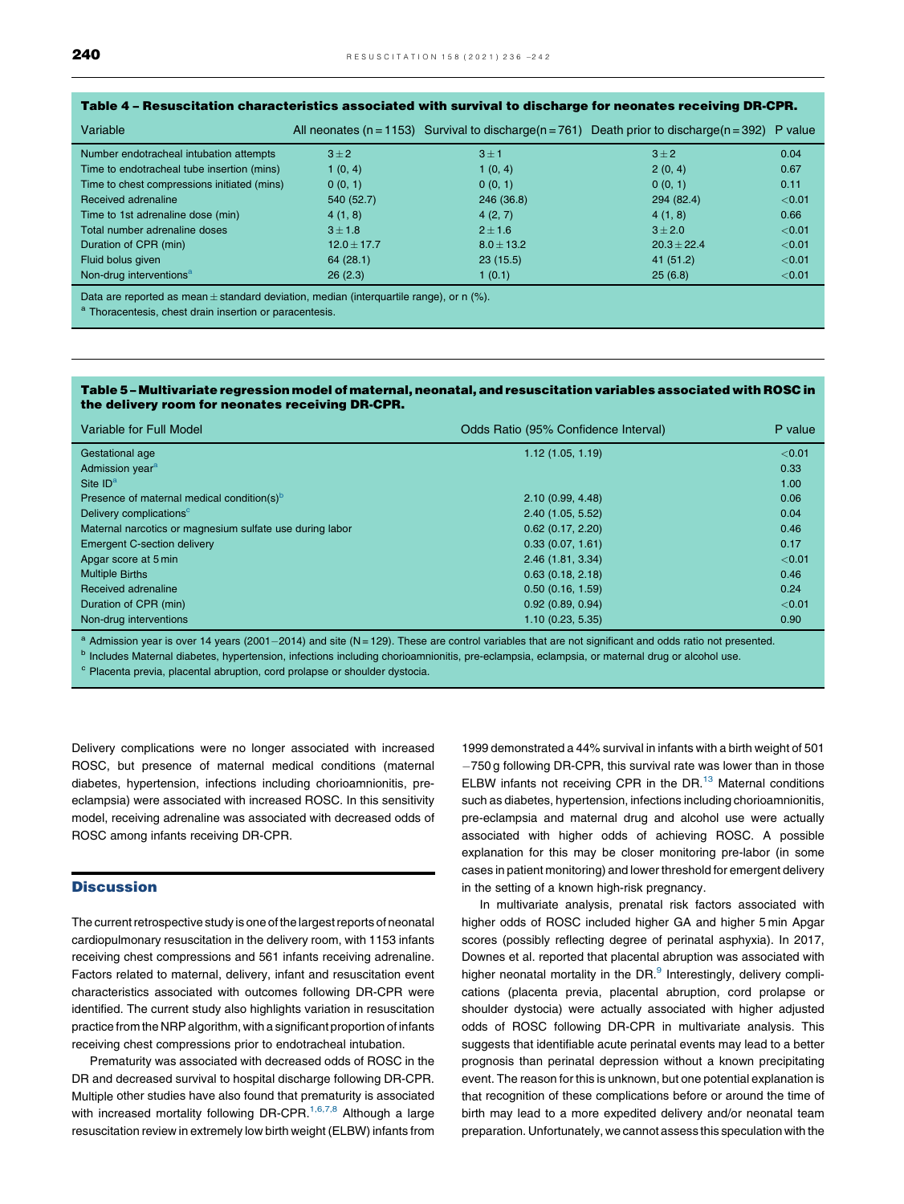**Table 4 – Resuscitation characteristics associated with survival to discharge for neonates receiving DR-CPR.**

| Variable | All neonates (n = 1153) | Survival to discharge(n = 761) | Death prior to discharge(n = 392) | P value |
|---|---|---|---|---|
| Number endotracheal intubation attempts | 3 ± 2 | 3 ± 1 | 3 ± 2 | 0.04 |
| Time to endotracheal tube insertion (mins) | 1 (0, 4) | 1 (0, 4) | 2 (0, 4) | 0.67 |
| Time to chest compressions initiated (mins) | 0 (0, 1) | 0 (0, 1) | 0 (0, 1) | 0.11 |
| Received adrenaline | 540 (52.7) | 246 (36.8) | 294 (82.4) | <0.01 |
| Time to 1st adrenaline dose (min) | 4 (1, 8) | 4 (2, 7) | 4 (1, 8) | 0.66 |
| Total number adrenaline doses | 3 ± 1.8 | 2 ± 1.6 | 3 ± 2.0 | <0.01 |
| Duration of CPR (min) | 12.0 ± 17.7 | 8.0 ± 13.2 | 20.3 ± 22.4 | <0.01 |
| Fluid bolus given | 64 (28.1) | 23 (15.5) | 41 (51.2) | <0.01 |
| Non-drug interventions[a] | 26 (2.3) | 1 (0.1) | 25 (6.8) | <0.01 |

Data are reported as mean ± standard deviation, median (interquartile range), or n (%).
[a] Thoracentesis, chest drain insertion or paracentesis.

**Table 5 – Multivariate regression model of maternal, neonatal, and resuscitation variables associated with ROSC in the delivery room for neonates receiving DR-CPR.**

| Variable for Full Model | Odds Ratio (95% Confidence Interval) | P value |
|---|---|---|
| Gestational age | 1.12 (1.05, 1.19) | <0.01 |
| Admission year[a] | | 0.33 |
| Site ID[a] | | 1.00 |
| Presence of maternal medical condition(s)[b] | 2.10 (0.99, 4.48) | 0.06 |
| Delivery complications[c] | 2.40 (1.05, 5.52) | 0.04 |
| Maternal narcotics or magnesium sulfate use during labor | 0.62 (0.17, 2.20) | 0.46 |
| Emergent C-section delivery | 0.33 (0.07, 1.61) | 0.17 |
| Apgar score at 5 min | 2.46 (1.81, 3.34) | <0.01 |
| Multiple Births | 0.63 (0.18, 2.18) | 0.46 |
| Received adrenaline | 0.50 (0.16, 1.59) | 0.24 |
| Duration of CPR (min) | 0.92 (0.89, 0.94) | <0.01 |
| Non-drug interventions | 1.10 (0.23, 5.35) | 0.90 |

[a] Admission year is over 14 years (2001−2014) and site (N = 129). These are control variables that are not significant and odds ratio not presented.
[b] Includes Maternal diabetes, hypertension, infections including chorioamnionitis, pre-eclampsia, eclampsia, or maternal drug or alcohol use.
[c] Placenta previa, placental abruption, cord prolapse or shoulder dystocia.

Delivery complications were no longer associated with increased ROSC, but presence of maternal medical conditions (maternal diabetes, hypertension, infections including chorioamnionitis, pre-eclampsia) were associated with increased ROSC. In this sensitivity model, receiving adrenaline was associated with decreased odds of ROSC among infants receiving DR-CPR.

## Discussion

The current retrospective study is one of the largest reports of neonatal cardiopulmonary resuscitation in the delivery room, with 1153 infants receiving chest compressions and 561 infants receiving adrenaline. Factors related to maternal, delivery, infant and resuscitation event characteristics associated with outcomes following DR-CPR were identified. The current study also highlights variation in resuscitation practice from the NRP algorithm, with a significant proportion of infants receiving chest compressions prior to endotracheal intubation.

Prematurity was associated with decreased odds of ROSC in the DR and decreased survival to hospital discharge following DR-CPR. Multiple other studies have also found that prematurity is associated with increased mortality following DR-CPR.[1,6,7,8] Although a large resuscitation review in extremely low birth weight (ELBW) infants from 1999 demonstrated a 44% survival in infants with a birth weight of 501−750 g following DR-CPR, this survival rate was lower than in those ELBW infants not receiving CPR in the DR.[13] Maternal conditions such as diabetes, hypertension, infections including chorioamnionitis, pre-eclampsia and maternal drug and alcohol use were actually associated with higher odds of achieving ROSC. A possible explanation for this may be closer monitoring pre-labor (in some cases in patient monitoring) and lower threshold for emergent delivery in the setting of a known high-risk pregnancy.

In multivariate analysis, prenatal risk factors associated with higher odds of ROSC included higher GA and higher 5 min Apgar scores (possibly reflecting degree of perinatal asphyxia). In 2017, Downes et al. reported that placental abruption was associated with higher neonatal mortality in the DR.[9] Interestingly, delivery complications (placenta previa, placental abruption, cord prolapse or shoulder dystocia) were actually associated with higher adjusted odds of ROSC following DR-CPR in multivariate analysis. This suggests that identifiable acute perinatal events may lead to a better prognosis than perinatal depression without a known precipitating event. The reason for this is unknown, but one potential explanation is that recognition of these complications before or around the time of birth may lead to a more expedited delivery and/or neonatal team preparation. Unfortunately, we cannot assess this speculation with the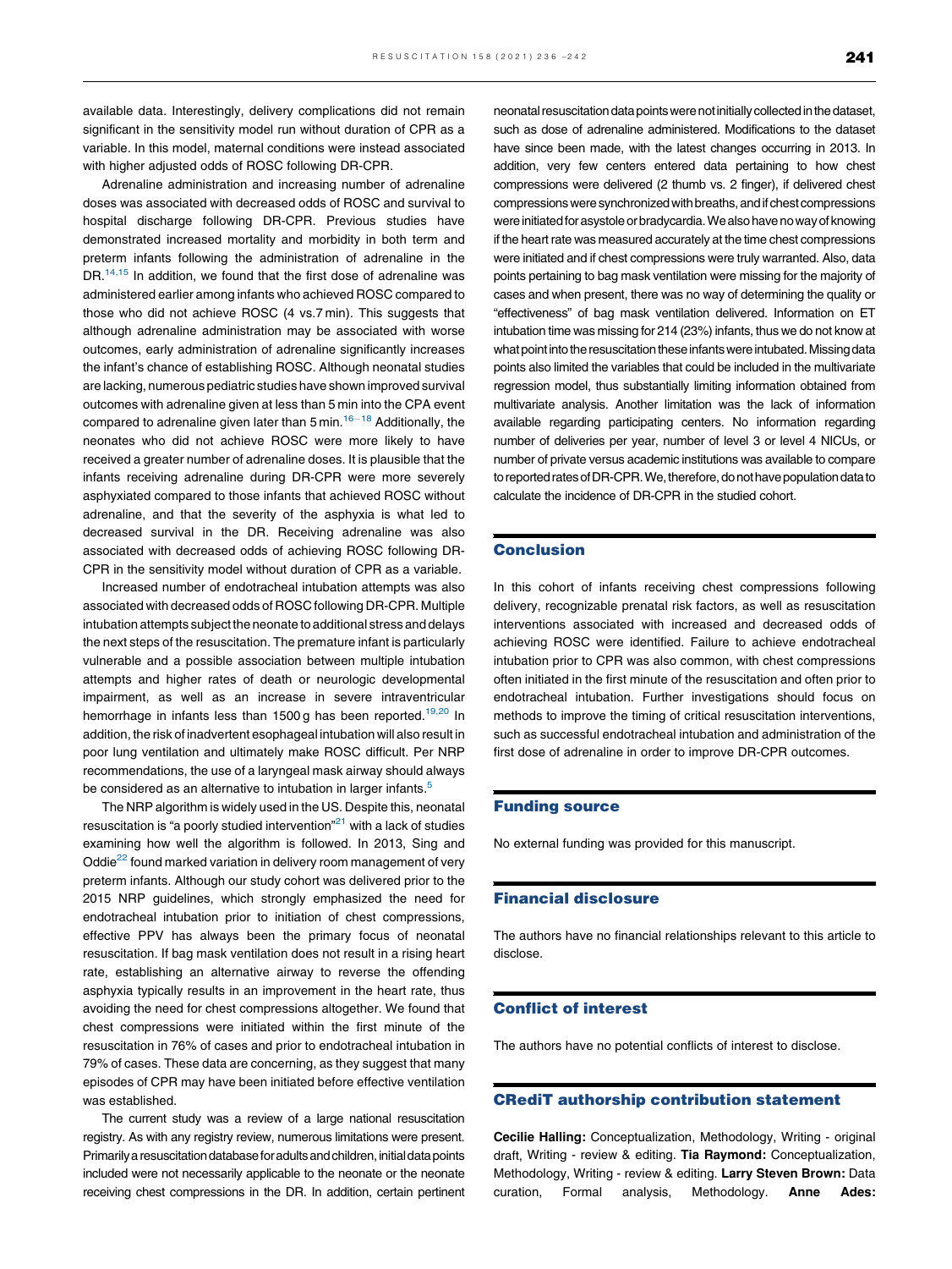available data. Interestingly, delivery complications did not remain significant in the sensitivity model run without duration of CPR as a variable. In this model, maternal conditions were instead associated with higher adjusted odds of ROSC following DR-CPR.

Adrenaline administration and increasing number of adrenaline doses was associated with decreased odds of ROSC and survival to hospital discharge following DR-CPR. Previous studies have demonstrated increased mortality and morbidity in both term and preterm infants following the administration of adrenaline in the DR.[14,15] In addition, we found that the first dose of adrenaline was administered earlier among infants who achieved ROSC compared to those who did not achieve ROSC (4 vs.7 min). This suggests that although adrenaline administration may be associated with worse outcomes, early administration of adrenaline significantly increases the infant's chance of establishing ROSC. Although neonatal studies are lacking, numerous pediatric studies have shown improved survival outcomes with adrenaline given at less than 5 min into the CPA event compared to adrenaline given later than 5 min.[16–18] Additionally, the neonates who did not achieve ROSC were more likely to have received a greater number of adrenaline doses. It is plausible that the infants receiving adrenaline during DR-CPR were more severely asphyxiated compared to those infants that achieved ROSC without adrenaline, and that the severity of the asphyxia is what led to decreased survival in the DR. Receiving adrenaline was also associated with decreased odds of achieving ROSC following DR-CPR in the sensitivity model without duration of CPR as a variable.

Increased number of endotracheal intubation attempts was also associated with decreased odds of ROSC following DR-CPR. Multiple intubation attempts subject the neonate to additional stress and delays the next steps of the resuscitation. The premature infant is particularly vulnerable and a possible association between multiple intubation attempts and higher rates of death or neurologic developmental impairment, as well as an increase in severe intraventricular hemorrhage in infants less than 1500 g has been reported.[19,20] In addition, the risk of inadvertent esophageal intubation will also result in poor lung ventilation and ultimately make ROSC difficult. Per NRP recommendations, the use of a laryngeal mask airway should always be considered as an alternative to intubation in larger infants.[5]

The NRP algorithm is widely used in the US. Despite this, neonatal resuscitation is "a poorly studied intervention"[21] with a lack of studies examining how well the algorithm is followed. In 2013, Sing and Oddie[22] found marked variation in delivery room management of very preterm infants. Although our study cohort was delivered prior to the 2015 NRP guidelines, which strongly emphasized the need for endotracheal intubation prior to initiation of chest compressions, effective PPV has always been the primary focus of neonatal resuscitation. If bag mask ventilation does not result in a rising heart rate, establishing an alternative airway to reverse the offending asphyxia typically results in an improvement in the heart rate, thus avoiding the need for chest compressions altogether. We found that chest compressions were initiated within the first minute of the resuscitation in 76% of cases and prior to endotracheal intubation in 79% of cases. These data are concerning, as they suggest that many episodes of CPR may have been initiated before effective ventilation was established.

The current study was a review of a large national resuscitation registry. As with any registry review, numerous limitations were present. Primarily a resuscitation database for adults and children, initial data points included were not necessarily applicable to the neonate or the neonate receiving chest compressions in the DR. In addition, certain pertinent neonatal resuscitation data points were not initially collected in the dataset, such as dose of adrenaline administered. Modifications to the dataset have since been made, with the latest changes occurring in 2013. In addition, very few centers entered data pertaining to how chest compressions were delivered (2 thumb vs. 2 finger), if delivered chest compressions were synchronized with breaths, and if chest compressions were initiated for asystole or bradycardia. We also have no way of knowing if the heart rate was measured accurately at the time chest compressions were initiated and if chest compressions were truly warranted. Also, data points pertaining to bag mask ventilation were missing for the majority of cases and when present, there was no way of determining the quality or "effectiveness" of bag mask ventilation delivered. Information on ET intubation time was missing for 214 (23%) infants, thus we do not know at what point into the resuscitation these infants were intubated. Missing data points also limited the variables that could be included in the multivariate regression model, thus substantially limiting information obtained from multivariate analysis. Another limitation was the lack of information available regarding participating centers. No information regarding number of deliveries per year, number of level 3 or level 4 NICUs, or number of private versus academic institutions was available to compare to reported rates of DR-CPR. We, therefore, do not have population data to calculate the incidence of DR-CPR in the studied cohort.

## Conclusion

In this cohort of infants receiving chest compressions following delivery, recognizable prenatal risk factors, as well as resuscitation interventions associated with increased and decreased odds of achieving ROSC were identified. Failure to achieve endotracheal intubation prior to CPR was also common, with chest compressions often initiated in the first minute of the resuscitation and often prior to endotracheal intubation. Further investigations should focus on methods to improve the timing of critical resuscitation interventions, such as successful endotracheal intubation and administration of the first dose of adrenaline in order to improve DR-CPR outcomes.

## Funding source

No external funding was provided for this manuscript.

## Financial disclosure

The authors have no financial relationships relevant to this article to disclose.

## Conflict of interest

The authors have no potential conflicts of interest to disclose.

## CRediT authorship contribution statement

**Cecilie Halling:** Conceptualization, Methodology, Writing - original draft, Writing - review & editing. **Tia Raymond:** Conceptualization, Methodology, Writing - review & editing. **Larry Steven Brown:** Data curation, Formal analysis, Methodology. **Anne Ades:**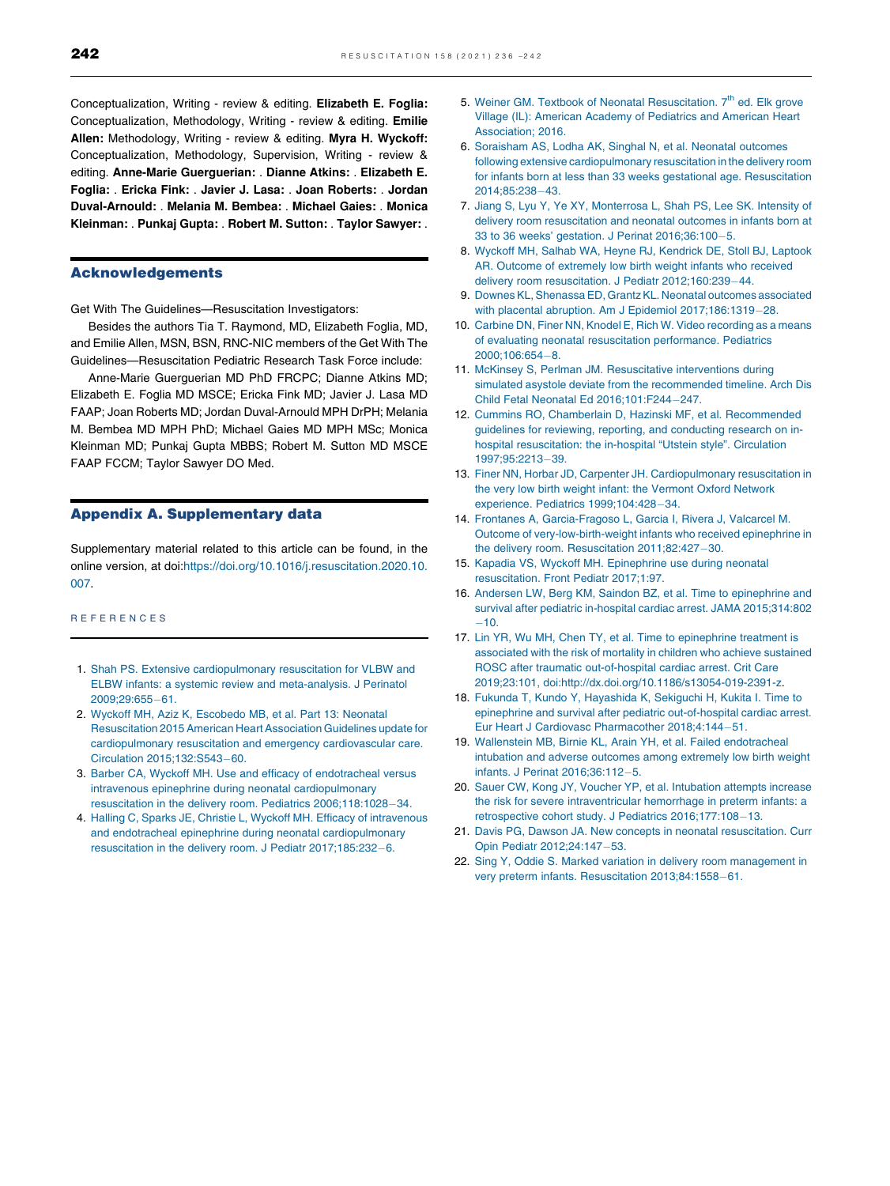Conceptualization, Writing - review & editing. **Elizabeth E. Foglia:** Conceptualization, Methodology, Writing - review & editing. **Emilie Allen:** Methodology, Writing - review & editing. **Myra H. Wyckoff:** Conceptualization, Methodology, Supervision, Writing - review & editing. **Anne-Marie Guerguerian:** . **Dianne Atkins:** . **Elizabeth E. Foglia:** . **Ericka Fink:** . **Javier J. Lasa:** . **Joan Roberts:** . **Jordan Duval-Arnould:** . **Melania M. Bembea:** . **Michael Gaies:** . **Monica Kleinman:** . **Punkaj Gupta:** . **Robert M. Sutton:** . **Taylor Sawyer:** .

## Acknowledgements

Get With The Guidelines—Resuscitation Investigators:

Besides the authors Tia T. Raymond, MD, Elizabeth Foglia, MD, and Emilie Allen, MSN, BSN, RNC-NIC members of the Get With The Guidelines—Resuscitation Pediatric Research Task Force include:

Anne-Marie Guerguerian MD PhD FRCPC; Dianne Atkins MD; Elizabeth E. Foglia MD MSCE; Ericka Fink MD; Javier J. Lasa MD FAAP; Joan Roberts MD; Jordan Duval-Arnould MPH DrPH; Melania M. Bembea MD MPH PhD; Michael Gaies MD MPH MSc; Monica Kleinman MD; Punkaj Gupta MBBS; Robert M. Sutton MD MSCE FAAP FCCM; Taylor Sawyer DO Med.

## Appendix A. Supplementary data

Supplementary material related to this article can be found, in the online version, at doi:https://doi.org/10.1016/j.resuscitation.2020.10.007.

## REFERENCES

1. Shah PS. Extensive cardiopulmonary resuscitation for VLBW and ELBW infants: a systemic review and meta-analysis. J Perinatol 2009;29:655–61.
2. Wyckoff MH, Aziz K, Escobedo MB, et al. Part 13: Neonatal Resuscitation 2015 American Heart Association Guidelines update for cardiopulmonary resuscitation and emergency cardiovascular care. Circulation 2015;132:S543–60.
3. Barber CA, Wyckoff MH. Use and efficacy of endotracheal versus intravenous epinephrine during neonatal cardiopulmonary resuscitation in the delivery room. Pediatrics 2006;118:1028–34.
4. Halling C, Sparks JE, Christie L, Wyckoff MH. Efficacy of intravenous and endotracheal epinephrine during neonatal cardiopulmonary resuscitation in the delivery room. J Pediatr 2017;185:232–6.
5. Weiner GM. Textbook of Neonatal Resuscitation. 7th ed. Elk grove Village (IL): American Academy of Pediatrics and American Heart Association; 2016.
6. Soraisham AS, Lodha AK, Singhal N, et al. Neonatal outcomes following extensive cardiopulmonary resuscitation in the delivery room for infants born at less than 33 weeks gestational age. Resuscitation 2014;85:238–43.
7. Jiang S, Lyu Y, Ye XY, Monterrosa L, Shah PS, Lee SK. Intensity of delivery room resuscitation and neonatal outcomes in infants born at 33 to 36 weeks' gestation. J Perinat 2016;36:100–5.
8. Wyckoff MH, Salhab WA, Heyne RJ, Kendrick DE, Stoll BJ, Laptook AR. Outcome of extremely low birth weight infants who received delivery room resuscitation. J Pediatr 2012;160:239–44.
9. Downes KL, Shenassa ED, Grantz KL. Neonatal outcomes associated with placental abruption. Am J Epidemiol 2017;186:1319–28.
10. Carbine DN, Finer NN, Knodel E, Rich W. Video recording as a means of evaluating neonatal resuscitation performance. Pediatrics 2000;106:654–8.
11. McKinsey S, Perlman JM. Resuscitative interventions during simulated asystole deviate from the recommended timeline. Arch Dis Child Fetal Neonatal Ed 2016;101:F244–247.
12. Cummins RO, Chamberlain D, Hazinski MF, et al. Recommended guidelines for reviewing, reporting, and conducting research on in-hospital resuscitation: the in-hospital "Utstein style". Circulation 1997;95:2213–39.
13. Finer NN, Horbar JD, Carpenter JH. Cardiopulmonary resuscitation in the very low birth weight infant: the Vermont Oxford Network experience. Pediatrics 1999;104:428–34.
14. Frontanes A, Garcia-Fragoso L, Garcia I, Rivera J, Valcarcel M. Outcome of very-low-birth-weight infants who received epinephrine in the delivery room. Resuscitation 2011;82:427–30.
15. Kapadia VS, Wyckoff MH. Epinephrine use during neonatal resuscitation. Front Pediatr 2017;1:97.
16. Andersen LW, Berg KM, Saindon BZ, et al. Time to epinephrine and survival after pediatric in-hospital cardiac arrest. JAMA 2015;314:802–10.
17. Lin YR, Wu MH, Chen TY, et al. Time to epinephrine treatment is associated with the risk of mortality in children who achieve sustained ROSC after traumatic out-of-hospital cardiac arrest. Crit Care 2019;23:101, doi:http://dx.doi.org/10.1186/s13054-019-2391-z.
18. Fukunda T, Kundo Y, Hayashida K, Sekiguchi H, Kukita I. Time to epinephrine and survival after pediatric out-of-hospital cardiac arrest. Eur Heart J Cardiovasc Pharmacother 2018;4:144–51.
19. Wallenstein MB, Birnie KL, Arain YH, et al. Failed endotracheal intubation and adverse outcomes among extremely low birth weight infants. J Perinat 2016;36:112–5.
20. Sauer CW, Kong JY, Voucher YP, et al. Intubation attempts increase the risk for severe intraventricular hemorrhage in preterm infants: a retrospective cohort study. J Pediatrics 2016;177:108–13.
21. Davis PG, Dawson JA. New concepts in neonatal resuscitation. Curr Opin Pediatr 2012;24:147–53.
22. Sing Y, Oddie S. Marked variation in delivery room management in very preterm infants. Resuscitation 2013;84:1558–61.